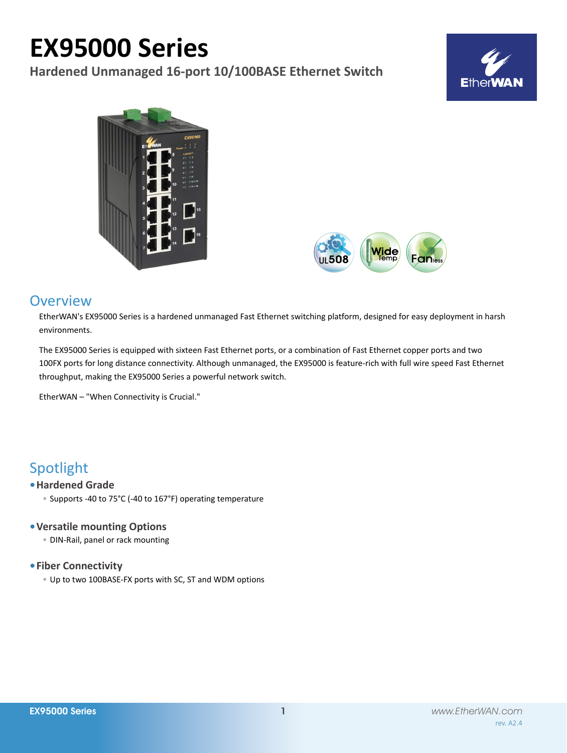# EX95000 Series

## Hardened Unmanaged 16-port 10/100BASE Ethernet Switch

## Overview

EtherWAN's EX95000 Series is a hardened unmanaged Fast Ethernet switching platform, designed for easy deployment in harsh environments.

The EX95000 Series is equipped with sixteen Fast Ethernet ports, or a combination of Fast Ethernet copper ports and two 100FX ports for long distance connectivity. Although unmanaged, the EX95000 is feature-rich with full wire speed Fast Ethernet throughput, making the EX95000 Series a powerful network switch.

EtherWAN – "When Connectivity is Crucial."

## Spotlight

- **Hardened Grade**
  - Supports -40 to 75°C (-40 to 167°F) operating temperature
- **Versatile mounting Options**
  - DIN-Rail, panel or rack mounting
- **Fiber Connectivity**
  - Up to two 100BASE-FX ports with SC, ST and WDM options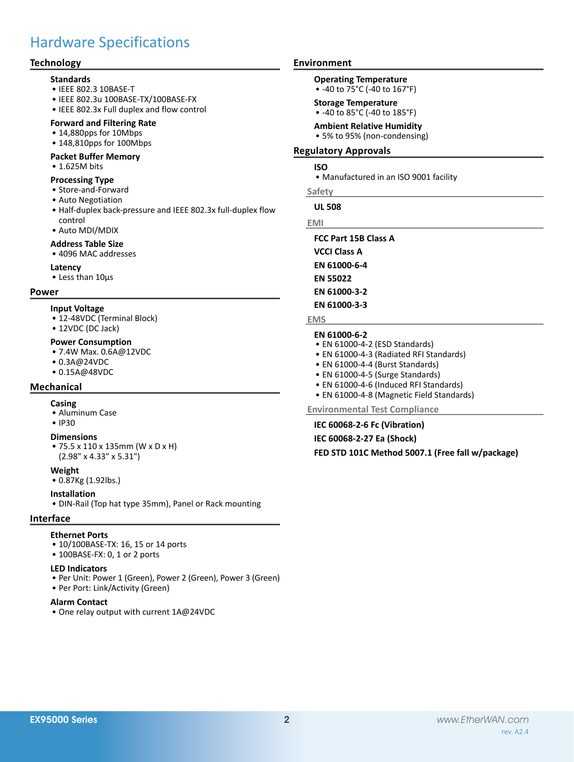# Hardware Specifications

## Technology

### Standards
- IEEE 802.3 10BASE-T
- IEEE 802.3u 100BASE-TX/100BASE-FX
- IEEE 802.3x Full duplex and flow control

### Forward and Filtering Rate
- 14,880pps for 10Mbps
- 148,810pps for 100Mbps

### Packet Buffer Memory
- 1.625M bits

### Processing Type
- Store-and-Forward
- Auto Negotiation
- Half-duplex back-pressure and IEEE 802.3x full-duplex flow control
- Auto MDI/MDIX

### Address Table Size
- 4096 MAC addresses

### Latency
- Less than 10µs

## Power

### Input Voltage
- 12-48VDC (Terminal Block)
- 12VDC (DC Jack)

### Power Consumption
- 7.4W Max. 0.6A@12VDC
- 0.3A@24VDC
- 0.15A@48VDC

## Mechanical

### Casing
- Aluminum Case
- IP30

### Dimensions
- 75.5 x 110 x 135mm (W x D x H) (2.98" x 4.33" x 5.31")

### Weight
- 0.87Kg (1.92lbs.)

### Installation
- DIN-Rail (Top hat type 35mm), Panel or Rack mounting

## Interface

### Ethernet Ports
- 10/100BASE-TX: 16, 15 or 14 ports
- 100BASE-FX: 0, 1 or 2 ports

### LED Indicators
- Per Unit: Power 1 (Green), Power 2 (Green), Power 3 (Green)
- Per Port: Link/Activity (Green)

### Alarm Contact
- One relay output with current 1A@24VDC

## Environment

### Operating Temperature
- -40 to 75°C (-40 to 167°F)

### Storage Temperature
- -40 to 85°C (-40 to 185°F)

### Ambient Relative Humidity
- 5% to 95% (non-condensing)

## Regulatory Approvals

### ISO
- Manufactured in an ISO 9001 facility

### Safety

**UL 508**

### EMI

**FCC Part 15B Class A**

**VCCI Class A**

**EN 61000-6-4**

**EN 55022**

**EN 61000-3-2**

**EN 61000-3-3**

### EMS

**EN 61000-6-2**
- EN 61000-4-2 (ESD Standards)
- EN 61000-4-3 (Radiated RFI Standards)
- EN 61000-4-4 (Burst Standards)
- EN 61000-4-5 (Surge Standards)
- EN 61000-4-6 (Induced RFI Standards)
- EN 61000-4-8 (Magnetic Field Standards)

### Environmental Test Compliance

**IEC 60068-2-6 Fc (Vibration)**

**IEC 60068-2-27 Ea (Shock)**

**FED STD 101C Method 5007.1 (Free fall w/package)**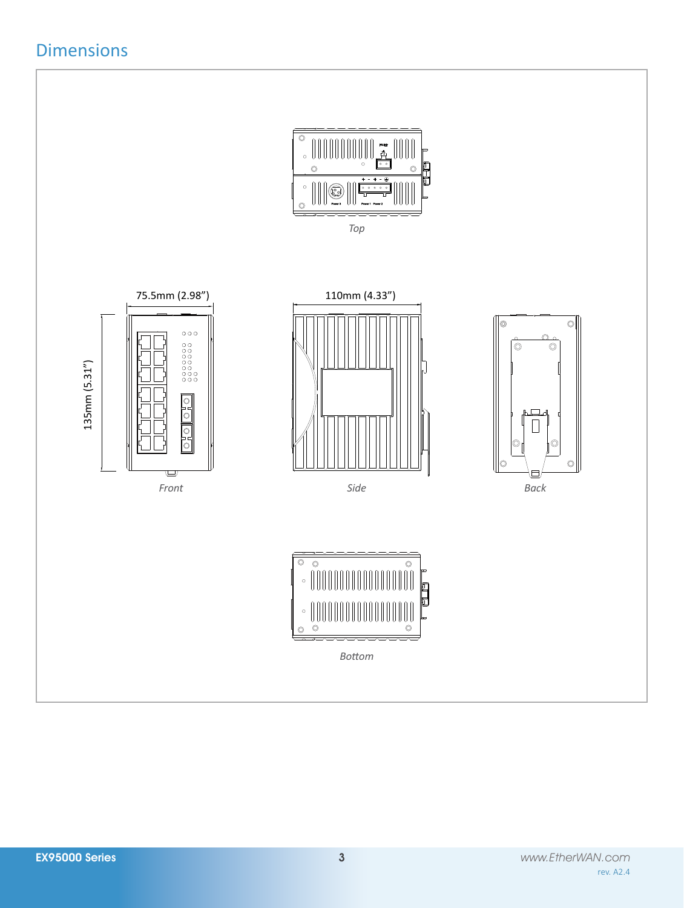## Dimensions

Top

75.5mm (2.98")

110mm (4.33")

135mm (5.31")

Front

Side

Back

Bottom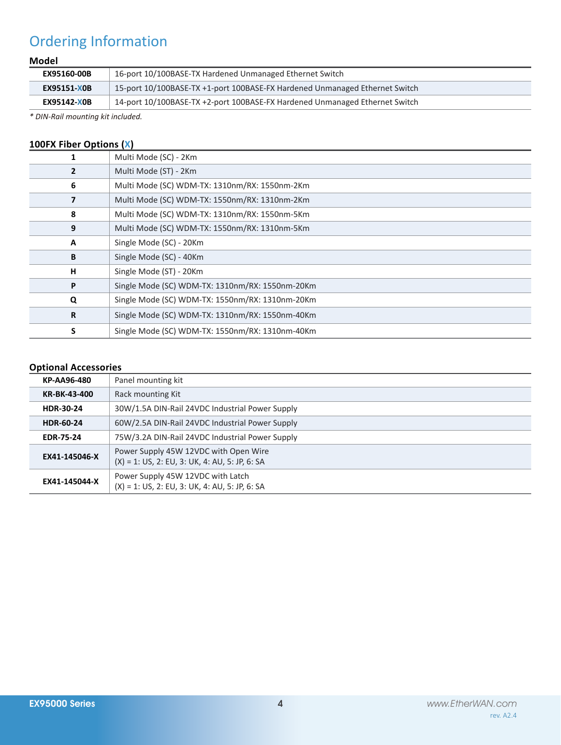# Ordering Information

### Model

| | |
|---|---|
| **EX95160-00B** | 16-port 10/100BASE-TX Hardened Unmanaged Ethernet Switch |
| **EX95151-X0B** | 15-port 10/100BASE-TX +1-port 100BASE-FX Hardened Unmanaged Ethernet Switch |
| **EX95142-X0B** | 14-port 10/100BASE-TX +2-port 100BASE-FX Hardened Unmanaged Ethernet Switch |

*\* DIN-Rail mounting kit included.*

### 100FX Fiber Options (X)

| | |
|---|---|
| **1** | Multi Mode (SC) - 2Km |
| **2** | Multi Mode (ST) - 2Km |
| **6** | Multi Mode (SC) WDM-TX: 1310nm/RX: 1550nm-2Km |
| **7** | Multi Mode (SC) WDM-TX: 1550nm/RX: 1310nm-2Km |
| **8** | Multi Mode (SC) WDM-TX: 1310nm/RX: 1550nm-5Km |
| **9** | Multi Mode (SC) WDM-TX: 1550nm/RX: 1310nm-5Km |
| **A** | Single Mode (SC) - 20Km |
| **B** | Single Mode (SC) - 40Km |
| **H** | Single Mode (ST) - 20Km |
| **P** | Single Mode (SC) WDM-TX: 1310nm/RX: 1550nm-20Km |
| **Q** | Single Mode (SC) WDM-TX: 1550nm/RX: 1310nm-20Km |
| **R** | Single Mode (SC) WDM-TX: 1310nm/RX: 1550nm-40Km |
| **S** | Single Mode (SC) WDM-TX: 1550nm/RX: 1310nm-40Km |

### Optional Accessories

| | |
|---|---|
| **KP-AA96-480** | Panel mounting kit |
| **KR-BK-43-400** | Rack mounting Kit |
| **HDR-30-24** | 30W/1.5A DIN-Rail 24VDC Industrial Power Supply |
| **HDR-60-24** | 60W/2.5A DIN-Rail 24VDC Industrial Power Supply |
| **EDR-75-24** | 75W/3.2A DIN-Rail 24VDC Industrial Power Supply |
| **EX41-145046-X** | Power Supply 45W 12VDC with Open Wire (X) = 1: US, 2: EU, 3: UK, 4: AU, 5: JP, 6: SA |
| **EX41-145044-X** | Power Supply 45W 12VDC with Latch (X) = 1: US, 2: EU, 3: UK, 4: AU, 5: JP, 6: SA |